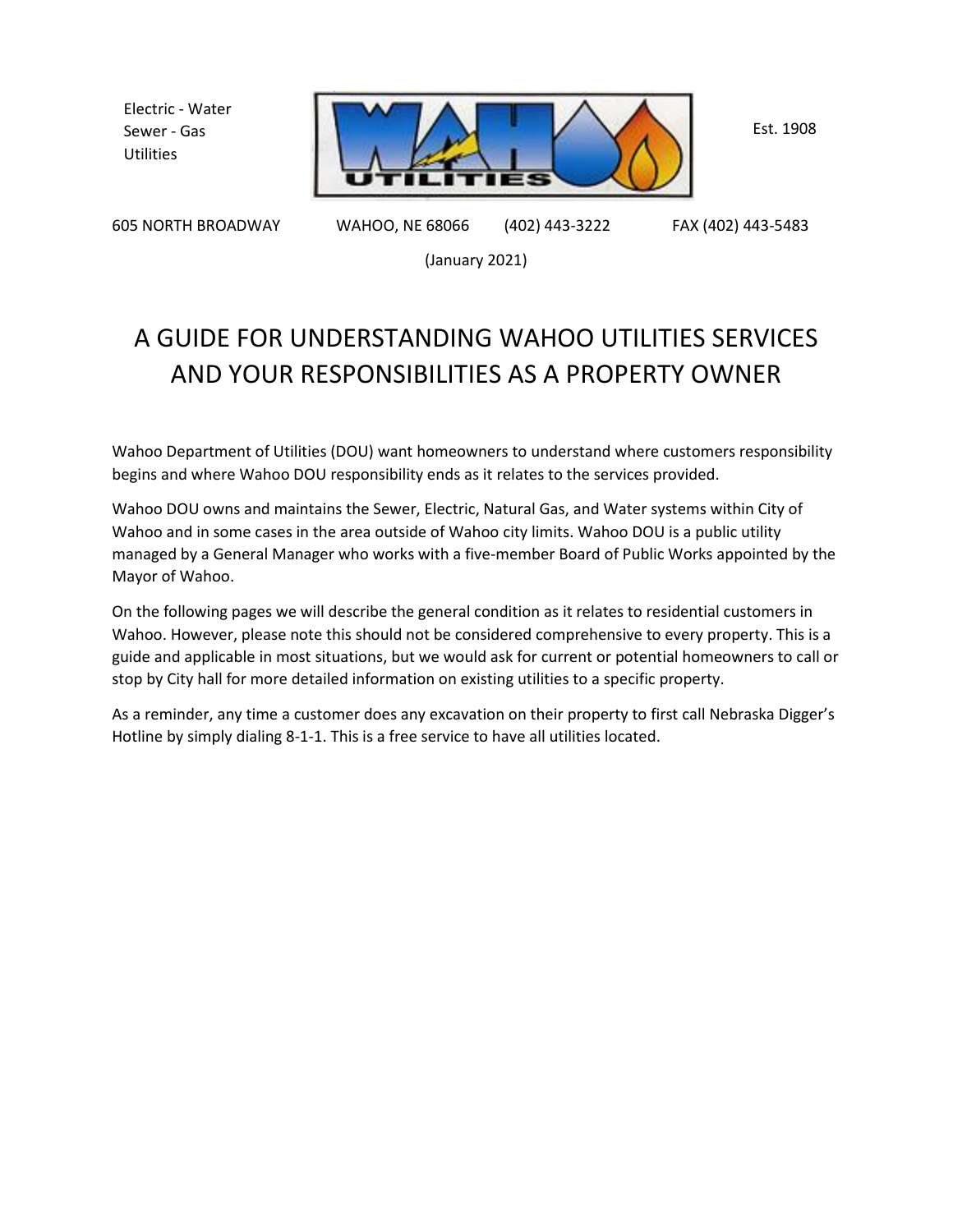Electric - Water
Sewer - Gas
Utilities

Est. 1908

605 NORTH BROADWAY WAHOO, NE 68066 (402) 443-3222 FAX (402) 443-5483

(January 2021)

# A GUIDE FOR UNDERSTANDING WAHOO UTILITIES SERVICES AND YOUR RESPONSIBILITIES AS A PROPERTY OWNER

Wahoo Department of Utilities (DOU) want homeowners to understand where customers responsibility begins and where Wahoo DOU responsibility ends as it relates to the services provided.

Wahoo DOU owns and maintains the Sewer, Electric, Natural Gas, and Water systems within City of Wahoo and in some cases in the area outside of Wahoo city limits. Wahoo DOU is a public utility managed by a General Manager who works with a five-member Board of Public Works appointed by the Mayor of Wahoo.

On the following pages we will describe the general condition as it relates to residential customers in Wahoo. However, please note this should not be considered comprehensive to every property. This is a guide and applicable in most situations, but we would ask for current or potential homeowners to call or stop by City hall for more detailed information on existing utilities to a specific property.

As a reminder, any time a customer does any excavation on their property to first call Nebraska Digger's Hotline by simply dialing 8-1-1. This is a free service to have all utilities located.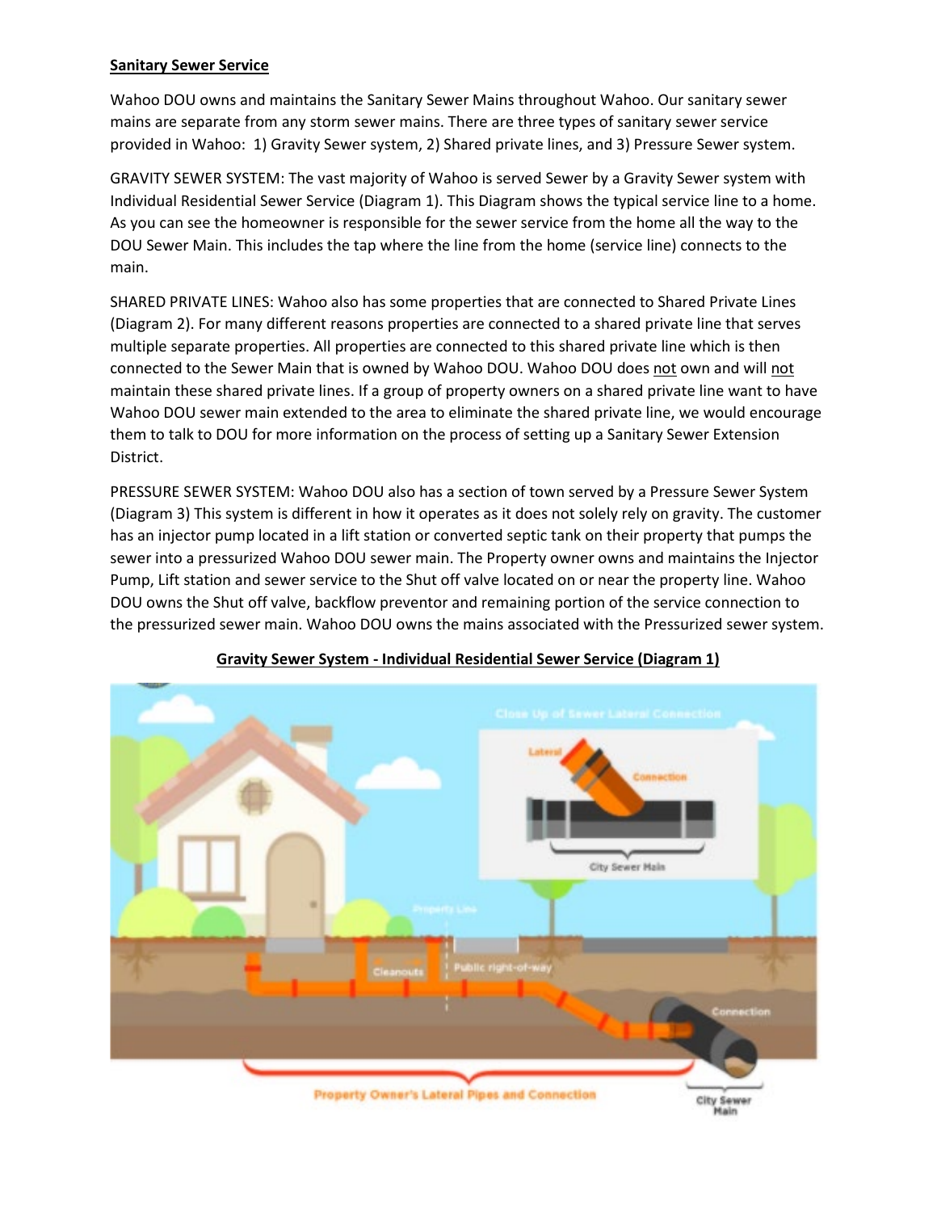**Sanitary Sewer Service**

Wahoo DOU owns and maintains the Sanitary Sewer Mains throughout Wahoo. Our sanitary sewer mains are separate from any storm sewer mains. There are three types of sanitary sewer service provided in Wahoo: 1) Gravity Sewer system, 2) Shared private lines, and 3) Pressure Sewer system.

GRAVITY SEWER SYSTEM: The vast majority of Wahoo is served Sewer by a Gravity Sewer system with Individual Residential Sewer Service (Diagram 1). This Diagram shows the typical service line to a home. As you can see the homeowner is responsible for the sewer service from the home all the way to the DOU Sewer Main. This includes the tap where the line from the home (service line) connects to the main.

SHARED PRIVATE LINES: Wahoo also has some properties that are connected to Shared Private Lines (Diagram 2). For many different reasons properties are connected to a shared private line that serves multiple separate properties. All properties are connected to this shared private line which is then connected to the Sewer Main that is owned by Wahoo DOU. Wahoo DOU does not own and will not maintain these shared private lines. If a group of property owners on a shared private line want to have Wahoo DOU sewer main extended to the area to eliminate the shared private line, we would encourage them to talk to DOU for more information on the process of setting up a Sanitary Sewer Extension District.

PRESSURE SEWER SYSTEM: Wahoo DOU also has a section of town served by a Pressure Sewer System (Diagram 3) This system is different in how it operates as it does not solely rely on gravity. The customer has an injector pump located in a lift station or converted septic tank on their property that pumps the sewer into a pressurized Wahoo DOU sewer main. The Property owner owns and maintains the Injector Pump, Lift station and sewer service to the Shut off valve located on or near the property line. Wahoo DOU owns the Shut off valve, backflow preventor and remaining portion of the service connection to the pressurized sewer main. Wahoo DOU owns the mains associated with the Pressurized sewer system.

**Gravity Sewer System - Individual Residential Sewer Service (Diagram 1)**

Close Up of Sewer Lateral Connection

Lateral

Connection

City Sewer Main

Property Line

Cleanouts

Public right-of-way

Connection

Property Owner's Lateral Pipes and Connection

City Sewer Main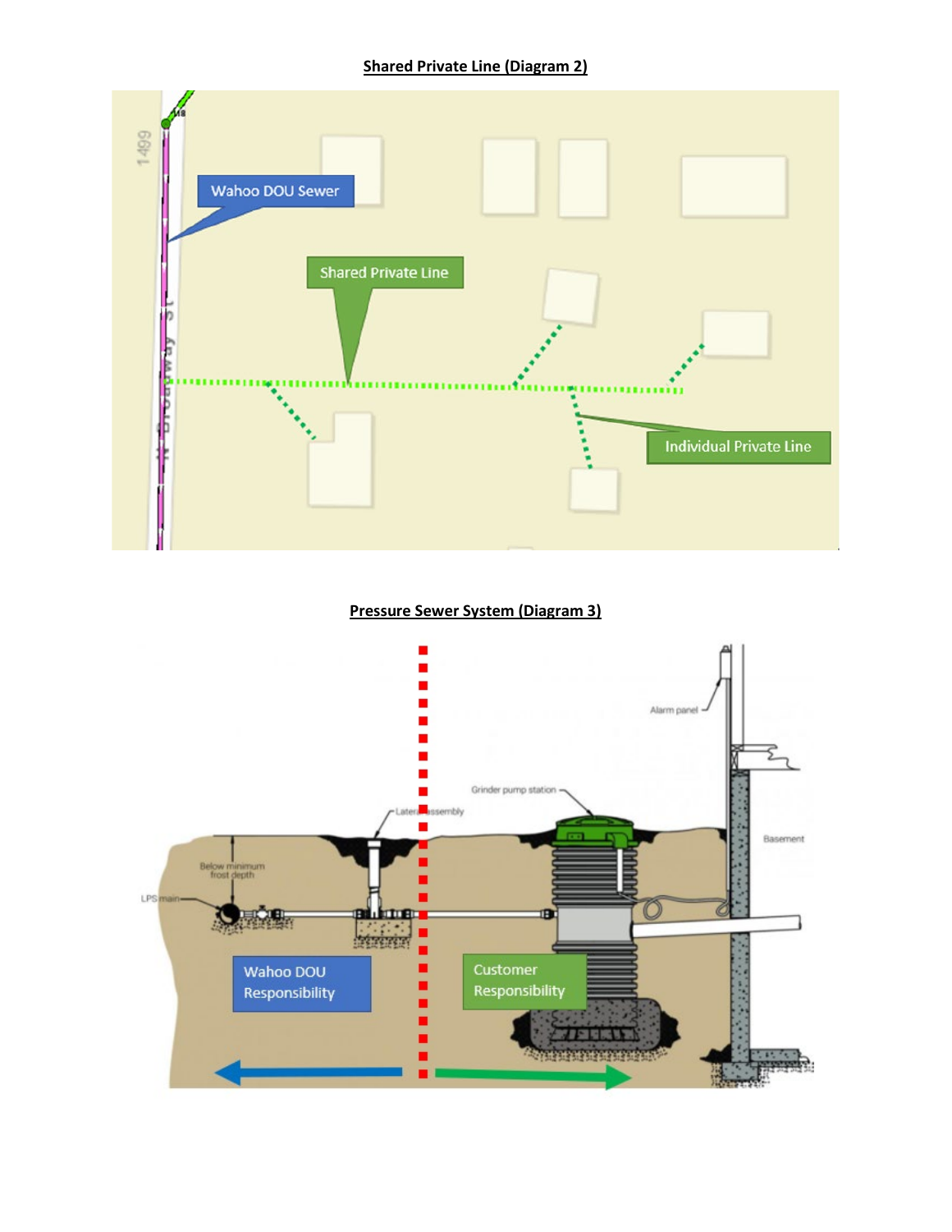**Shared Private Line (Diagram 2)**

**Pressure Sewer System (Diagram 3)**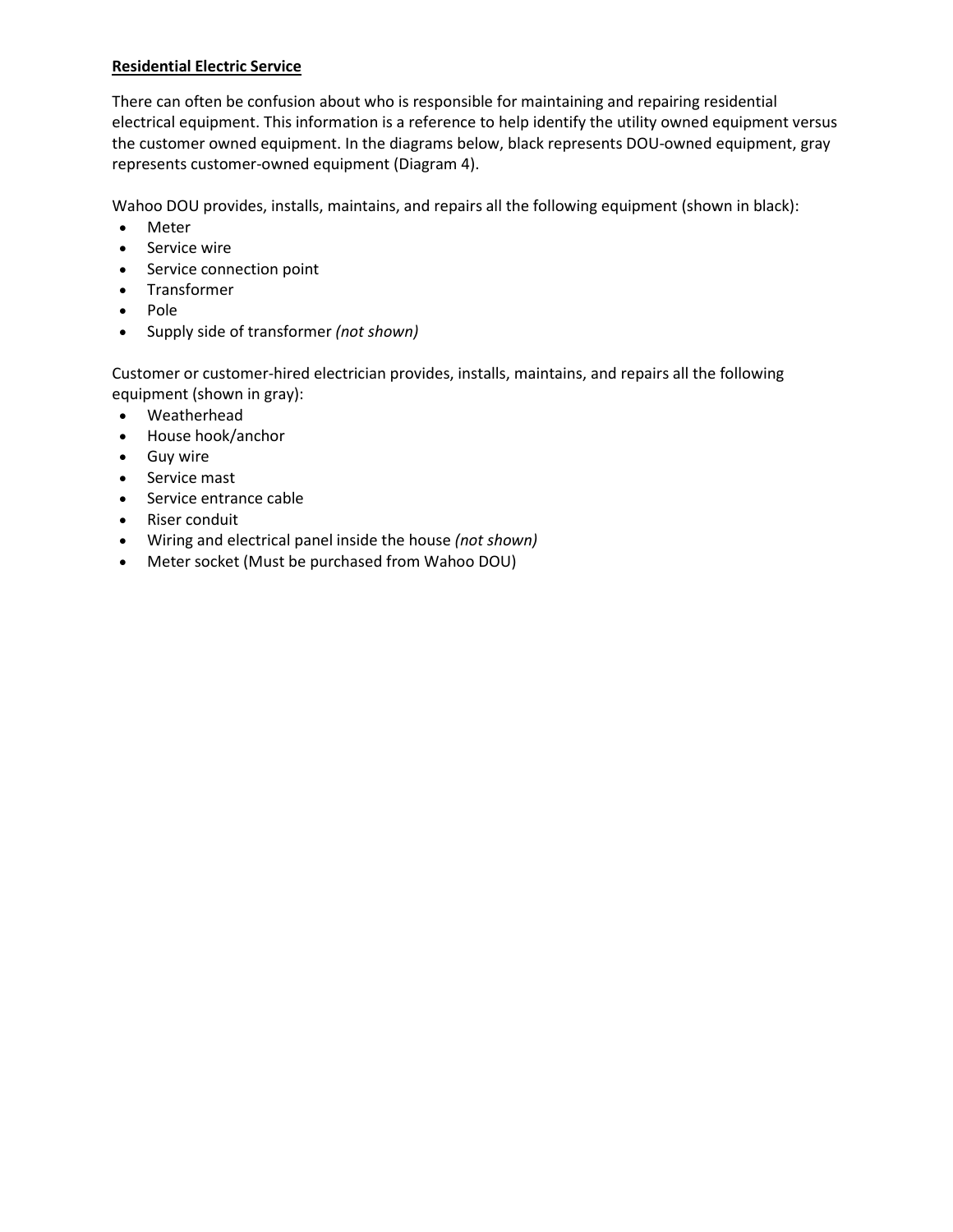**Residential Electric Service**

There can often be confusion about who is responsible for maintaining and repairing residential electrical equipment. This information is a reference to help identify the utility owned equipment versus the customer owned equipment. In the diagrams below, black represents DOU-owned equipment, gray represents customer-owned equipment (Diagram 4).

Wahoo DOU provides, installs, maintains, and repairs all the following equipment (shown in black):

- Meter
- Service wire
- Service connection point
- Transformer
- Pole
- Supply side of transformer *(not shown)*

Customer or customer-hired electrician provides, installs, maintains, and repairs all the following equipment (shown in gray):

- Weatherhead
- House hook/anchor
- Guy wire
- Service mast
- Service entrance cable
- Riser conduit
- Wiring and electrical panel inside the house *(not shown)*
- Meter socket (Must be purchased from Wahoo DOU)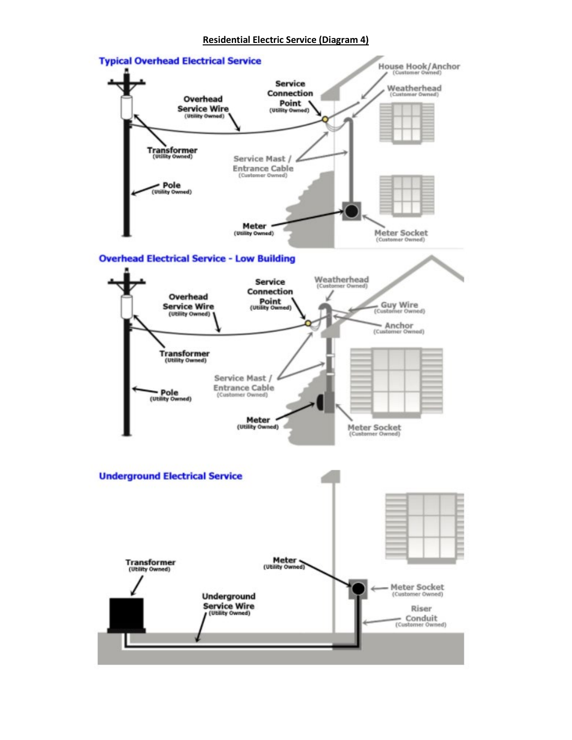**Residential Electric Service (Diagram 4)**

## Typical Overhead Electrical Service

House Hook/Anchor (Customer Owned)

Weatherhead (Customer Owned)

Service Connection Point (Utility Owned)

Overhead Service Wire (Utility Owned)

Transformer (Utility Owned)

Service Mast / Entrance Cable (Customer Owned)

Pole (Utility Owned)

Meter (Utility Owned)

Meter Socket (Customer Owned)

## Overhead Electrical Service - Low Building

Weatherhead (Customer Owned)

Service Connection Point (Utility Owned)

Overhead Service Wire (Utility Owned)

Guy Wire (Customer Owned)

Anchor (Customer Owned)

Transformer (Utility Owned)

Service Mast / Entrance Cable (Customer Owned)

Pole (Utility Owned)

Meter (Utility Owned)

Meter Socket (Customer Owned)

## Underground Electrical Service

Transformer (Utility Owned)

Meter (Utility Owned)

Meter Socket (Customer Owned)

Underground Service Wire (Utility Owned)

Riser Conduit (Customer Owned)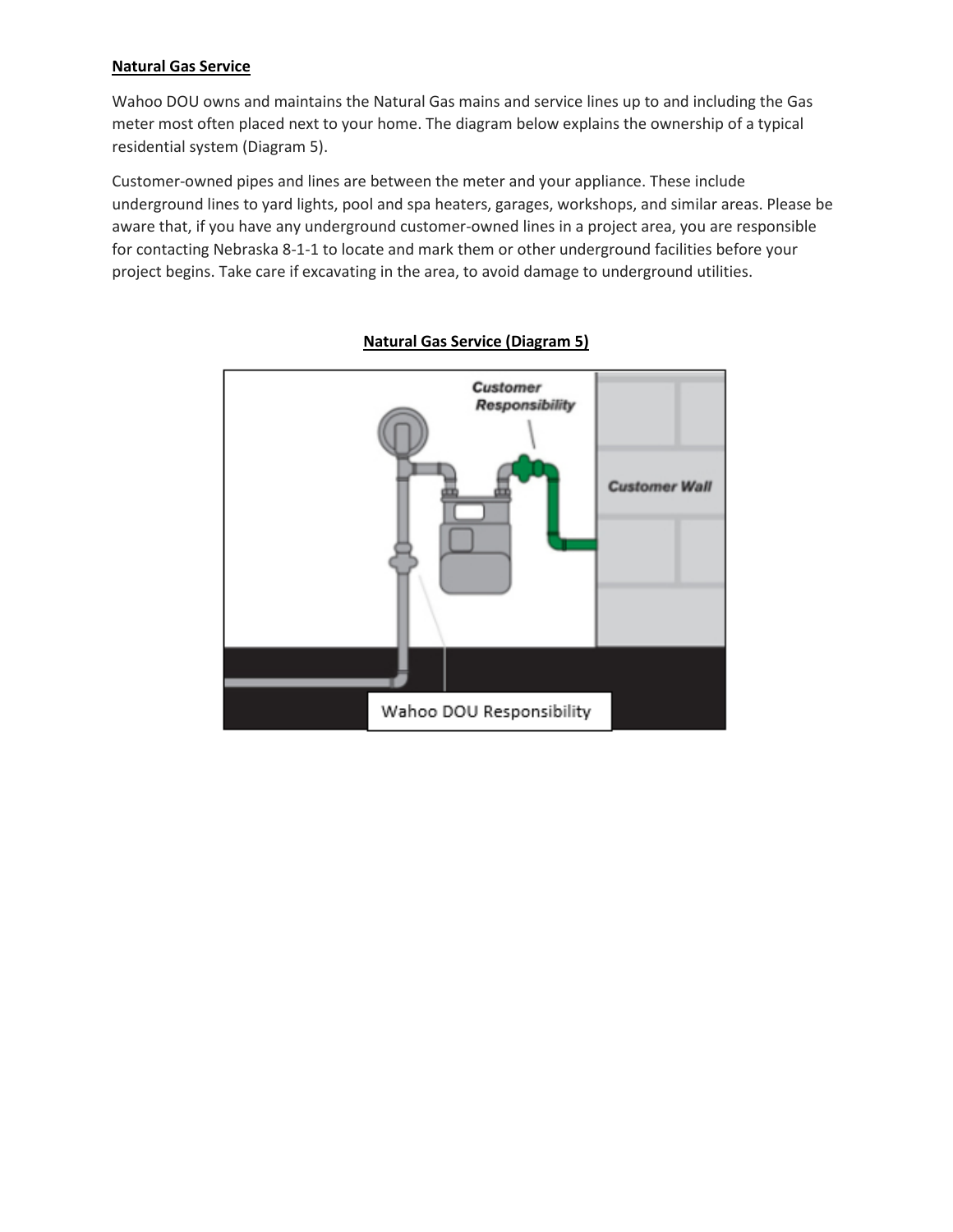**Natural Gas Service**

Wahoo DOU owns and maintains the Natural Gas mains and service lines up to and including the Gas meter most often placed next to your home. The diagram below explains the ownership of a typical residential system (Diagram 5).

Customer-owned pipes and lines are between the meter and your appliance. These include underground lines to yard lights, pool and spa heaters, garages, workshops, and similar areas. Please be aware that, if you have any underground customer-owned lines in a project area, you are responsible for contacting Nebraska 8-1-1 to locate and mark them or other underground facilities before your project begins. Take care if excavating in the area, to avoid damage to underground utilities.

**Natural Gas Service (Diagram 5)**

Customer Responsibility

Customer Wall

Wahoo DOU Responsibility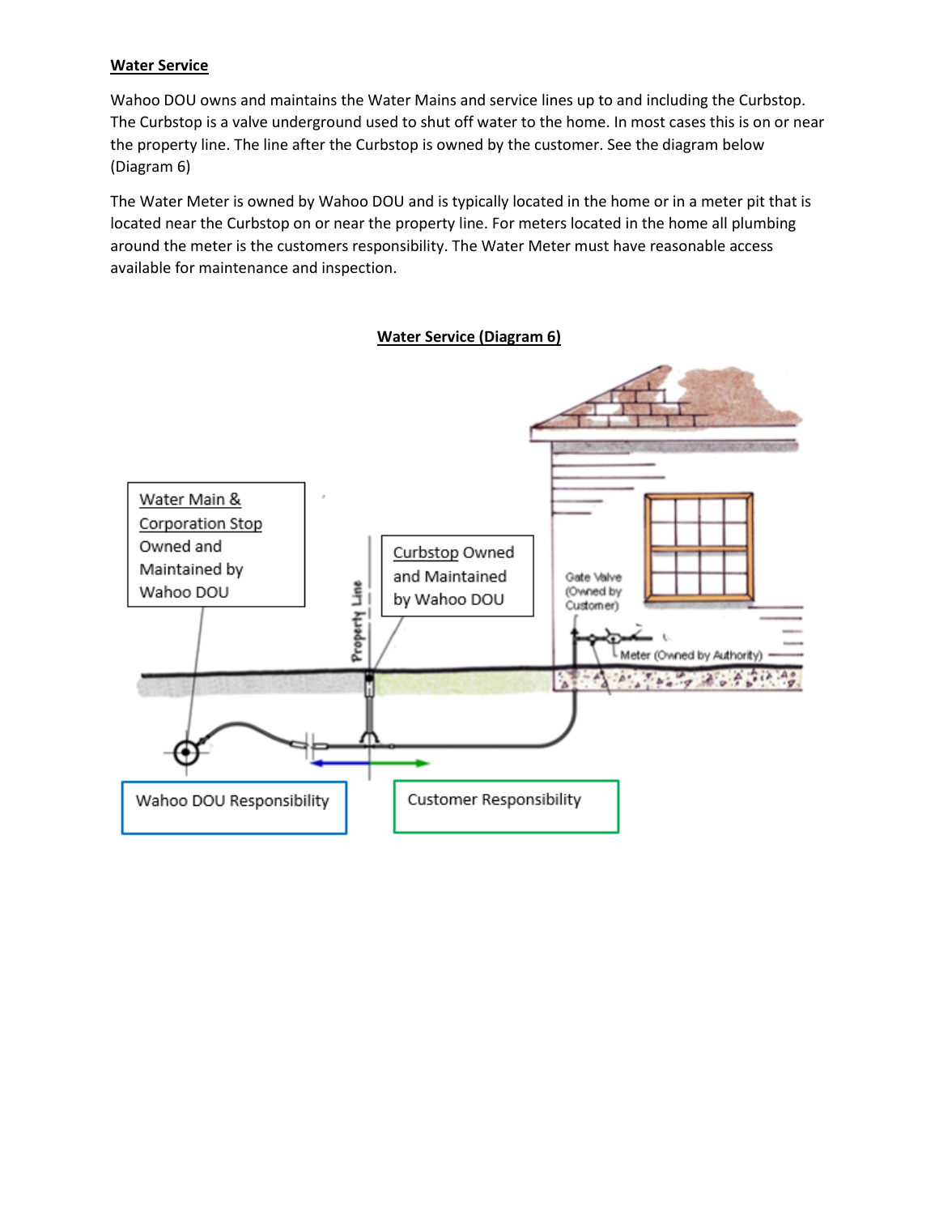**Water Service**

Wahoo DOU owns and maintains the Water Mains and service lines up to and including the Curbstop. The Curbstop is a valve underground used to shut off water to the home. In most cases this is on or near the property line. The line after the Curbstop is owned by the customer. See the diagram below (Diagram 6)

The Water Meter is owned by Wahoo DOU and is typically located in the home or in a meter pit that is located near the Curbstop on or near the property line. For meters located in the home all plumbing around the meter is the customers responsibility. The Water Meter must have reasonable access available for maintenance and inspection.

**Water Service (Diagram 6)**

Water Main & Corporation Stop Owned and Maintained by Wahoo DOU

Property Line

Curbstop Owned and Maintained by Wahoo DOU

Gate Valve (Owned by Customer)

Meter (Owned by Authority)

Wahoo DOU Responsibility

Customer Responsibility